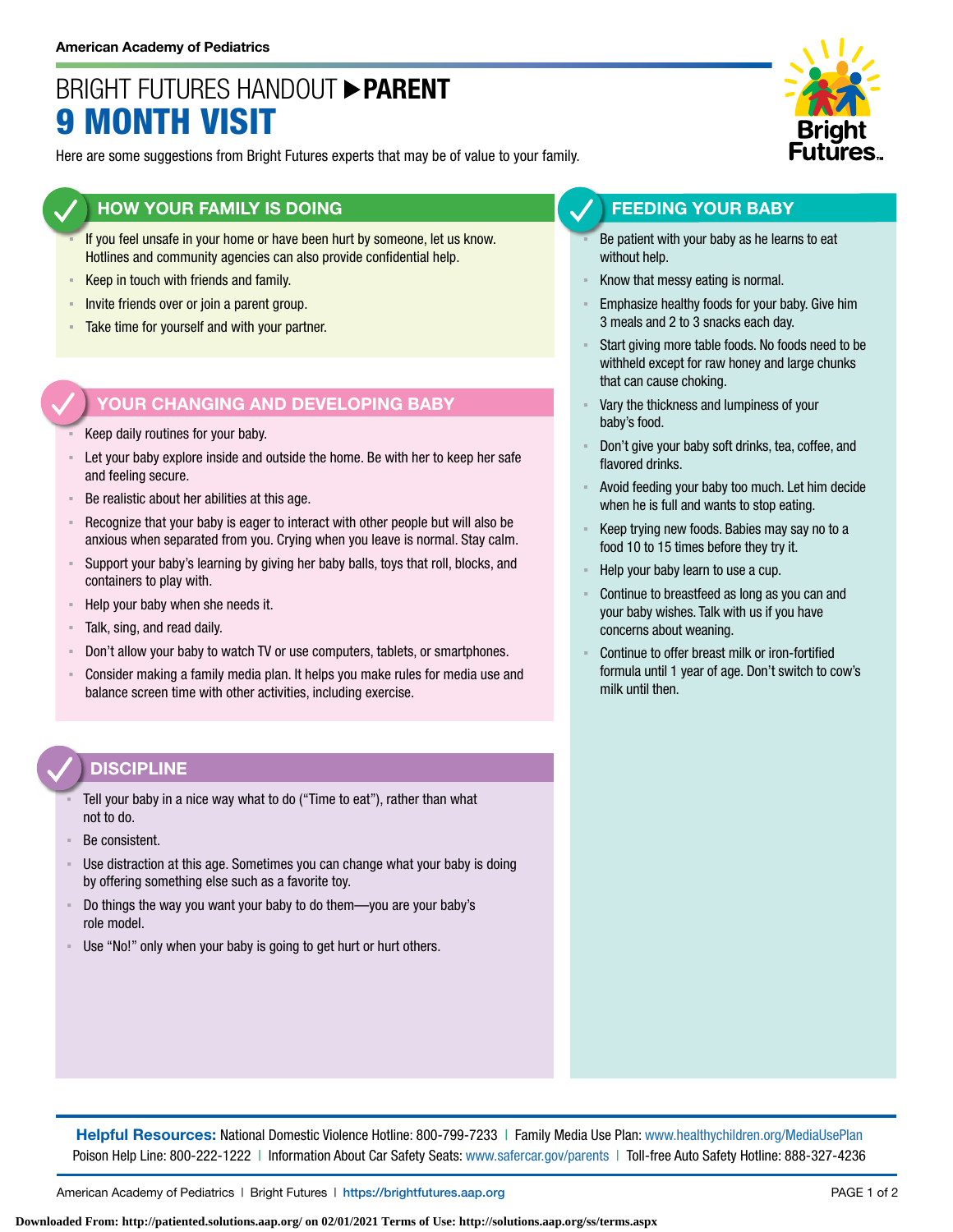American Academy of Pediatrics

# BRIGHT FUTURES HANDOUT ▶ PARENT
# 9 MONTH VISIT

Here are some suggestions from Bright Futures experts that may be of value to your family.

## HOW YOUR FAMILY IS DOING

- If you feel unsafe in your home or have been hurt by someone, let us know. Hotlines and community agencies can also provide confidential help.
- Keep in touch with friends and family.
- Invite friends over or join a parent group.
- Take time for yourself and with your partner.

## YOUR CHANGING AND DEVELOPING BABY

- Keep daily routines for your baby.
- Let your baby explore inside and outside the home. Be with her to keep her safe and feeling secure.
- Be realistic about her abilities at this age.
- Recognize that your baby is eager to interact with other people but will also be anxious when separated from you. Crying when you leave is normal. Stay calm.
- Support your baby's learning by giving her baby balls, toys that roll, blocks, and containers to play with.
- Help your baby when she needs it.
- Talk, sing, and read daily.
- Don't allow your baby to watch TV or use computers, tablets, or smartphones.
- Consider making a family media plan. It helps you make rules for media use and balance screen time with other activities, including exercise.

## DISCIPLINE

- Tell your baby in a nice way what to do ("Time to eat"), rather than what not to do.
- Be consistent.
- Use distraction at this age. Sometimes you can change what your baby is doing by offering something else such as a favorite toy.
- Do things the way you want your baby to do them—you are your baby's role model.
- Use "No!" only when your baby is going to get hurt or hurt others.

## FEEDING YOUR BABY

- Be patient with your baby as he learns to eat without help.
- Know that messy eating is normal.
- Emphasize healthy foods for your baby. Give him 3 meals and 2 to 3 snacks each day.
- Start giving more table foods. No foods need to be withheld except for raw honey and large chunks that can cause choking.
- Vary the thickness and lumpiness of your baby's food.
- Don't give your baby soft drinks, tea, coffee, and flavored drinks.
- Avoid feeding your baby too much. Let him decide when he is full and wants to stop eating.
- Keep trying new foods. Babies may say no to a food 10 to 15 times before they try it.
- Help your baby learn to use a cup.
- Continue to breastfeed as long as you can and your baby wishes. Talk with us if you have concerns about weaning.
- Continue to offer breast milk or iron-fortified formula until 1 year of age. Don't switch to cow's milk until then.

**Helpful Resources:** National Domestic Violence Hotline: 800-799-7233 | Family Media Use Plan: www.healthychildren.org/MediaUsePlan
Poison Help Line: 800-222-1222 | Information About Car Safety Seats: www.safercar.gov/parents | Toll-free Auto Safety Hotline: 888-327-4236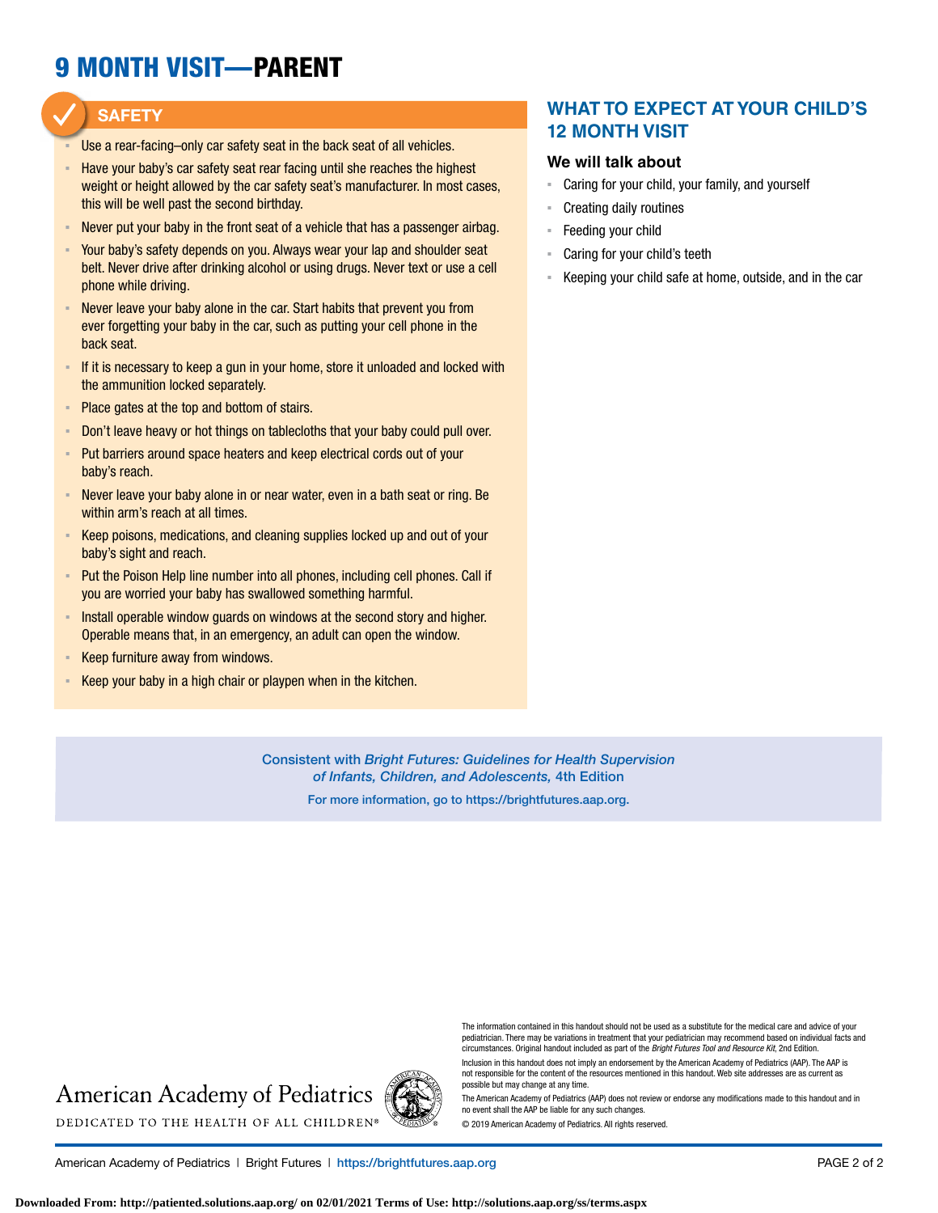# 9 MONTH VISIT—PARENT

## SAFETY

- Use a rear-facing–only car safety seat in the back seat of all vehicles.
- Have your baby's car safety seat rear facing until she reaches the highest weight or height allowed by the car safety seat's manufacturer. In most cases, this will be well past the second birthday.
- Never put your baby in the front seat of a vehicle that has a passenger airbag.
- Your baby's safety depends on you. Always wear your lap and shoulder seat belt. Never drive after drinking alcohol or using drugs. Never text or use a cell phone while driving.
- Never leave your baby alone in the car. Start habits that prevent you from ever forgetting your baby in the car, such as putting your cell phone in the back seat.
- If it is necessary to keep a gun in your home, store it unloaded and locked with the ammunition locked separately.
- Place gates at the top and bottom of stairs.
- Don't leave heavy or hot things on tablecloths that your baby could pull over.
- Put barriers around space heaters and keep electrical cords out of your baby's reach.
- Never leave your baby alone in or near water, even in a bath seat or ring. Be within arm's reach at all times.
- Keep poisons, medications, and cleaning supplies locked up and out of your baby's sight and reach.
- Put the Poison Help line number into all phones, including cell phones. Call if you are worried your baby has swallowed something harmful.
- Install operable window guards on windows at the second story and higher. Operable means that, in an emergency, an adult can open the window.
- Keep furniture away from windows.
- Keep your baby in a high chair or playpen when in the kitchen.

## WHAT TO EXPECT AT YOUR CHILD'S 12 MONTH VISIT

### We will talk about

- Caring for your child, your family, and yourself
- Creating daily routines
- Feeding your child
- Caring for your child's teeth
- Keeping your child safe at home, outside, and in the car

Consistent with *Bright Futures: Guidelines for Health Supervision of Infants, Children, and Adolescents,* 4th Edition

For more information, go to https://brightfutures.aap.org.

American Academy of Pediatrics

DEDICATED TO THE HEALTH OF ALL CHILDREN®

The information contained in this handout should not be used as a substitute for the medical care and advice of your pediatrician. There may be variations in treatment that your pediatrician may recommend based on individual facts and circumstances. Original handout included as part of the *Bright Futures Tool and Resource Kit*, 2nd Edition.

Inclusion in this handout does not imply an endorsement by the American Academy of Pediatrics (AAP). The AAP is not responsible for the content of the resources mentioned in this handout. Web site addresses are as current as possible but may change at any time.

The American Academy of Pediatrics (AAP) does not review or endorse any modifications made to this handout and in no event shall the AAP be liable for any such changes.

© 2019 American Academy of Pediatrics. All rights reserved.